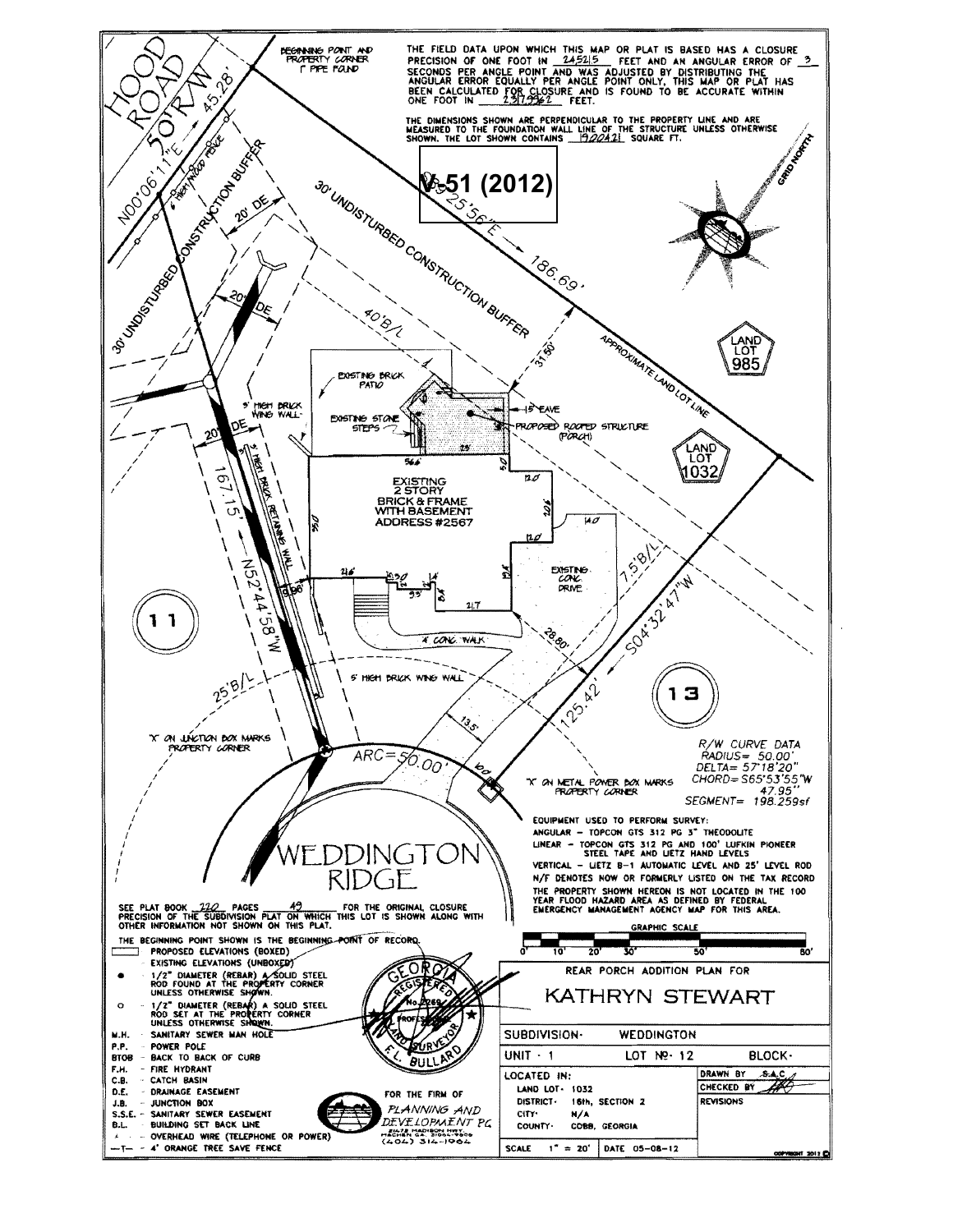V-51 (2012)

THE FIELD DATA UPON WHICH THIS MAP OR PLAT IS BASED HAS A CLOSURE PRECISION OF ONE FOOT IN 24,515 FEET AND AN ANGULAR ERROR OF 3 SECONDS PER ANGLE POINT AND WAS ADJUSTED BY DISTRIBUTING THE ANGULAR ERROR EQUALLY PER ANGLE POINT ONLY, THIS MAP OR PLAT HAS BEEN CALCULATED FOR CLOSURE AND IS FOUND TO BE ACCURATE WITHIN ONE FOOT IN 2,317,962 FEET.

THE DIMENSIONS SHOWN ARE PERPENDICULAR TO THE PROPERTY LINE AND ARE MEASURED TO THE FOUNDATION WALL LINE OF THE STRUCTURE UNLESS OTHERWISE SHOWN. THE LOT SHOWN CONTAINS 19,204.21 SQUARE FT.

BEGINNING POINT AND PROPERTY CORNER 1" PIPE FOUND

HOOD ROAD 50' R/W

N00°06'11"E 45.28'

S__°25'56"E 186.69'

S04°32'47"W 125.42'

N52°44'58"W 167.15'

30' UNDISTURBED CONSTRUCTION BUFFER

20' DE

40' B/L

7.5' B/L

25' B/L

APPROXIMATE LAND LOT LINE

LAND LOT 985

LAND LOT 1032

EXISTING BRICK PATIO

EXISTING STONE STEPS

PROPOSED ROOFED STRUCTURE (PORCH)

1.5' EAVE

5' HIGH BRICK WING WALL

6' HIGH BRICK RETAINING WALL

EXISTING 2 STORY BRICK & FRAME WITH BASEMENT ADDRESS #2567

EXISTING CONC. DRIVE

4' CONC. WALK

"X" ON JUNCTION BOX MARKS PROPERTY CORNER

"X" ON METAL POWER BOX MARKS PROPERTY CORNER

ARC=50.00'

WEDDINGTON RIDGE

11

13

R/W CURVE DATA
RADIUS= 50.00'
DELTA= 57°18'20"
CHORD= S65°53'55"W 47.95'
SEGMENT= 198.259sf

EQUIPMENT USED TO PERFORM SURVEY:
ANGULAR - TOPCON GTS 312 PG 3" THEODOLITE
LINEAR - TOPCON GTS 312 PG AND 100' LUFKIN PIONEER STEEL TAPE AND LIETZ HAND LEVELS
VERTICAL - LIETZ B-1 AUTOMATIC LEVEL AND 25' LEVEL ROD

N/F DENOTES NOW OR FORMERLY LISTED ON THE TAX RECORD

THE PROPERTY SHOWN HEREON IS NOT LOCATED IN THE 100 YEAR FLOOD HAZARD AREA AS DEFINED BY FEDERAL EMERGENCY MANAGEMENT AGENCY MAP FOR THIS AREA.

SEE PLAT BOOK 110 PAGES 49 FOR THE ORIGINAL CLOSURE PRECISION OF THE SUBDIVISION PLAT ON WHICH THIS LOT IS SHOWN ALONG WITH OTHER INFORMATION NOT SHOWN ON THIS PLAT.

THE BEGINNING POINT SHOWN IS THE BEGINNING POINT OF RECORD.

- PROPOSED ELEVATIONS (BOXED)
- EXISTING ELEVATIONS (UNBOXED)
- ● 1/2" DIAMETER (REBAR) A SOLID STEEL ROD FOUND AT THE PROPERTY CORNER UNLESS OTHERWISE SHOWN.
- ○ 1/2" DIAMETER (REBAR) A SOLID STEEL ROD SET AT THE PROPERTY CORNER UNLESS OTHERWISE SHOWN.
- M.H. - SANITARY SEWER MAN HOLE
- P.P. - POWER POLE
- BTOB - BACK TO BACK OF CURB
- F.H. - FIRE HYDRANT
- C.B. - CATCH BASIN
- D.E. - DRAINAGE EASEMENT
- J.B. - JUNCTION BOX
- S.S.E. - SANITARY SEWER EASEMENT
- B.L. - BUILDING SET BACK LINE
- OVERHEAD WIRE (TELEPHONE OR POWER)
- —T— 4' ORANGE TREE SAVE FENCE

GRAPHIC SCALE 0' 10' 20' 30' 50' 80'

GEORGIA REGISTERED No. 2269 PROFESSIONAL LAND SURVEYOR F.L. BULLARD

FOR THE FIRM OF PLANNING AND DEVELOPMENT PC (404) 314-1964

REAR PORCH ADDITION PLAN FOR

# KATHRYN STEWART

| SUBDIVISION: WEDDINGTON | | |
|---|---|---|
| UNIT: 1 | LOT №: 12 | BLOCK: |
| LOCATED IN: LAND LOT: 1032; DISTRICT: 16th, SECTION 2; CITY: N/A; COUNTY: COBB, GEORGIA | | DRAWN BY S.A.C. / CHECKED BY / REVISIONS |
| SCALE 1" = 20' | DATE 05-08-12 | |

COPYRIGHT 2012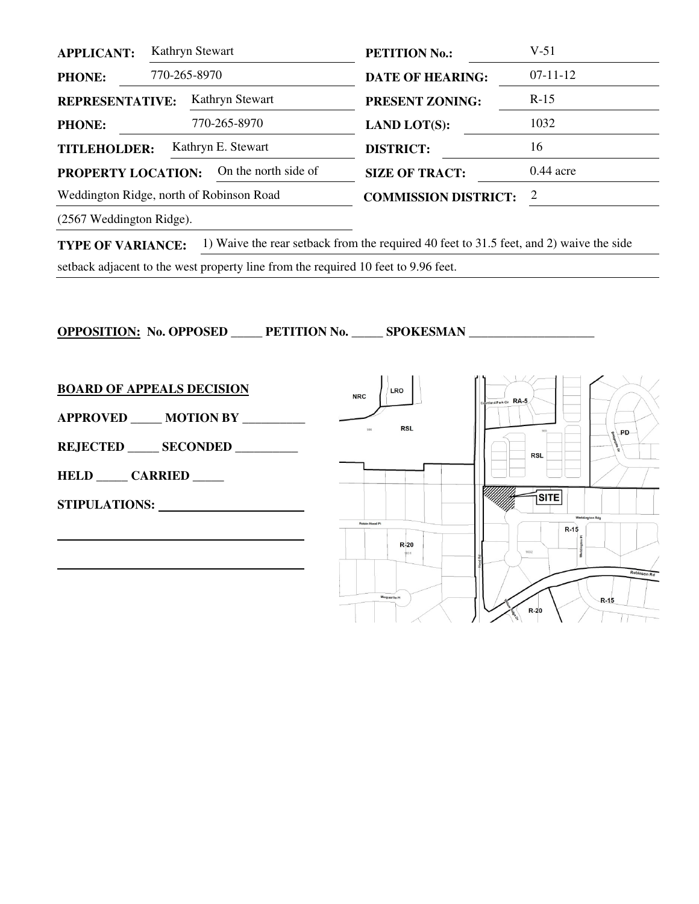| | | | |
|---|---|---|---|
| **APPLICANT:** | Kathryn Stewart | **PETITION No.:** | V-51 |
| **PHONE:** | 770-265-8970 | **DATE OF HEARING:** | 07-11-12 |
| **REPRESENTATIVE:** | Kathryn Stewart | **PRESENT ZONING:** | R-15 |
| **PHONE:** | 770-265-8970 | **LAND LOT(S):** | 1032 |
| **TITLEHOLDER:** | Kathryn E. Stewart | **DISTRICT:** | 16 |
| **PROPERTY LOCATION:** | On the north side of Weddington Ridge, north of Robinson Road (2567 Weddington Ridge). | **SIZE OF TRACT:** | 0.44 acre |
| | | **COMMISSION DISTRICT:** | 2 |

**TYPE OF VARIANCE:** 1) Waive the rear setback from the required 40 feet to 31.5 feet, and 2) waive the side setback adjacent to the west property line from the required 10 feet to 9.96 feet.

**OPPOSITION: No. OPPOSED _____ PETITION No. _____ SPOKESMAN ____________________**

**BOARD OF APPEALS DECISION**

**APPROVED _____ MOTION BY __________**

**REJECTED _____ SECONDED __________**

**HELD _____ CARRIED _____**

**STIPULATIONS:** ______________________

______________________________________

______________________________________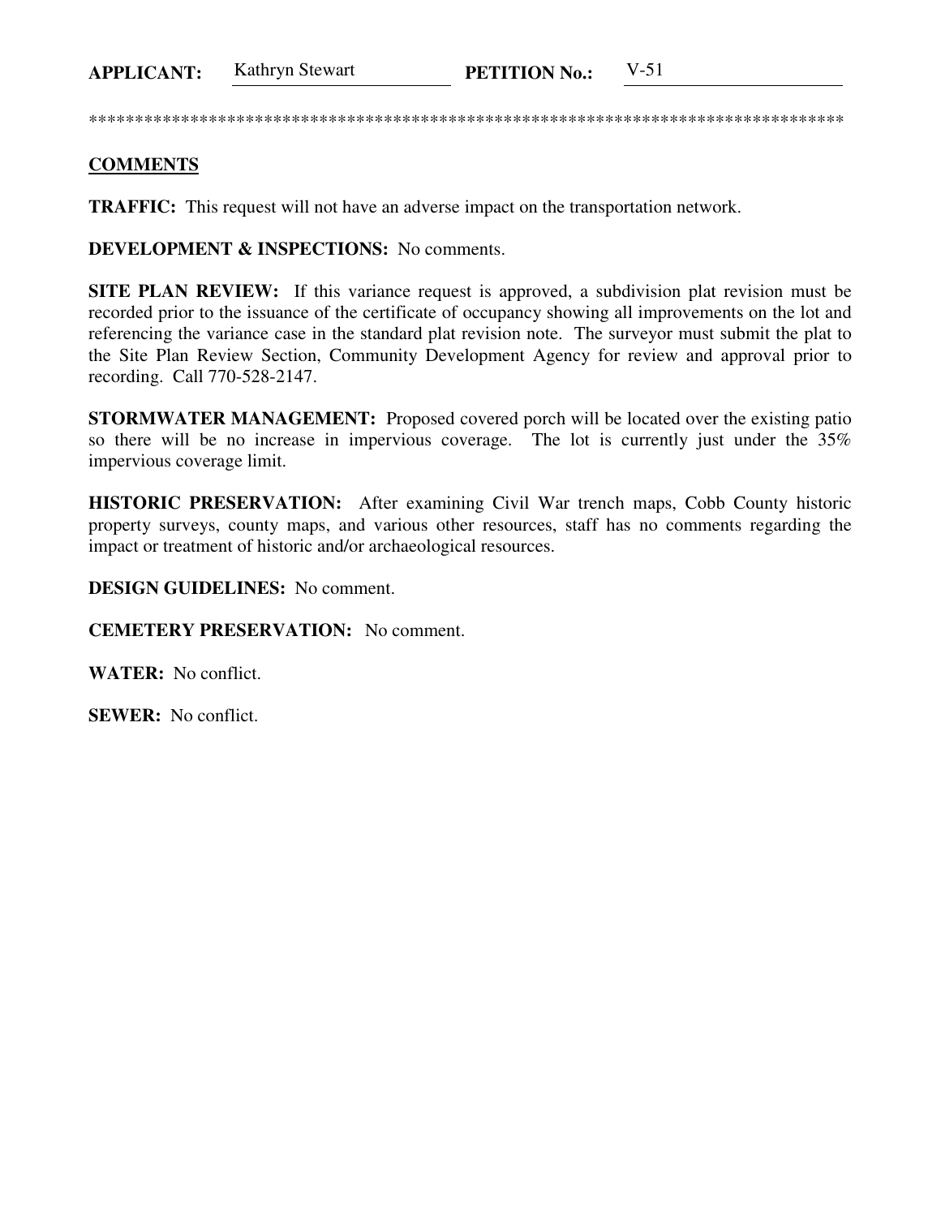**APPLICANT:** Kathryn Stewart **PETITION No.:** V-51

*************************************************************************************

**COMMENTS**

**TRAFFIC:** This request will not have an adverse impact on the transportation network.

**DEVELOPMENT & INSPECTIONS:** No comments.

**SITE PLAN REVIEW:** If this variance request is approved, a subdivision plat revision must be recorded prior to the issuance of the certificate of occupancy showing all improvements on the lot and referencing the variance case in the standard plat revision note. The surveyor must submit the plat to the Site Plan Review Section, Community Development Agency for review and approval prior to recording. Call 770-528-2147.

**STORMWATER MANAGEMENT:** Proposed covered porch will be located over the existing patio so there will be no increase in impervious coverage. The lot is currently just under the 35% impervious coverage limit.

**HISTORIC PRESERVATION:** After examining Civil War trench maps, Cobb County historic property surveys, county maps, and various other resources, staff has no comments regarding the impact or treatment of historic and/or archaeological resources.

**DESIGN GUIDELINES:** No comment.

**CEMETERY PRESERVATION:** No comment.

**WATER:** No conflict.

**SEWER:** No conflict.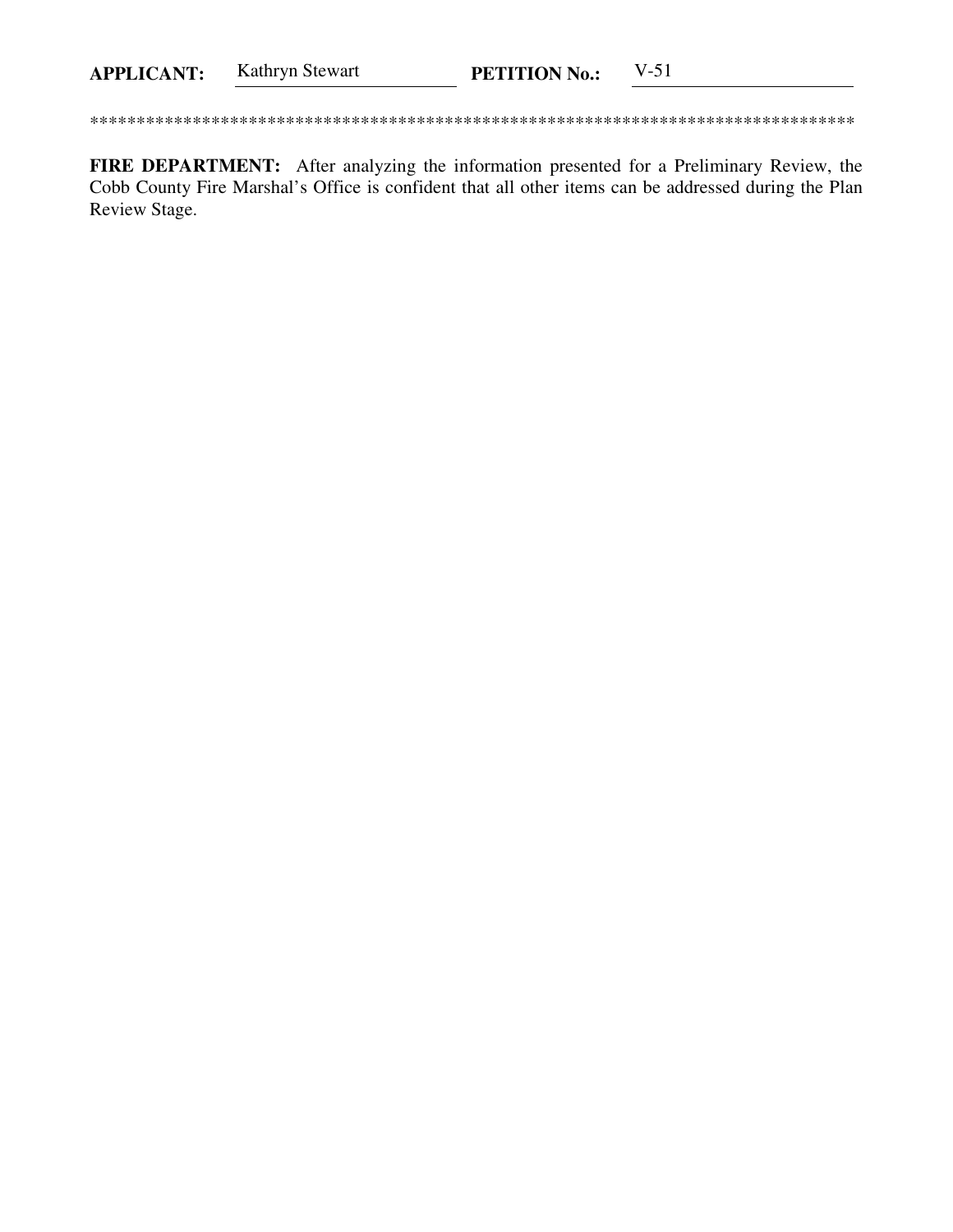**APPLICANT:** Kathryn Stewart **PETITION No.:** V-51

*************************************************************************************

**FIRE DEPARTMENT:** After analyzing the information presented for a Preliminary Review, the Cobb County Fire Marshal's Office is confident that all other items can be addressed during the Plan Review Stage.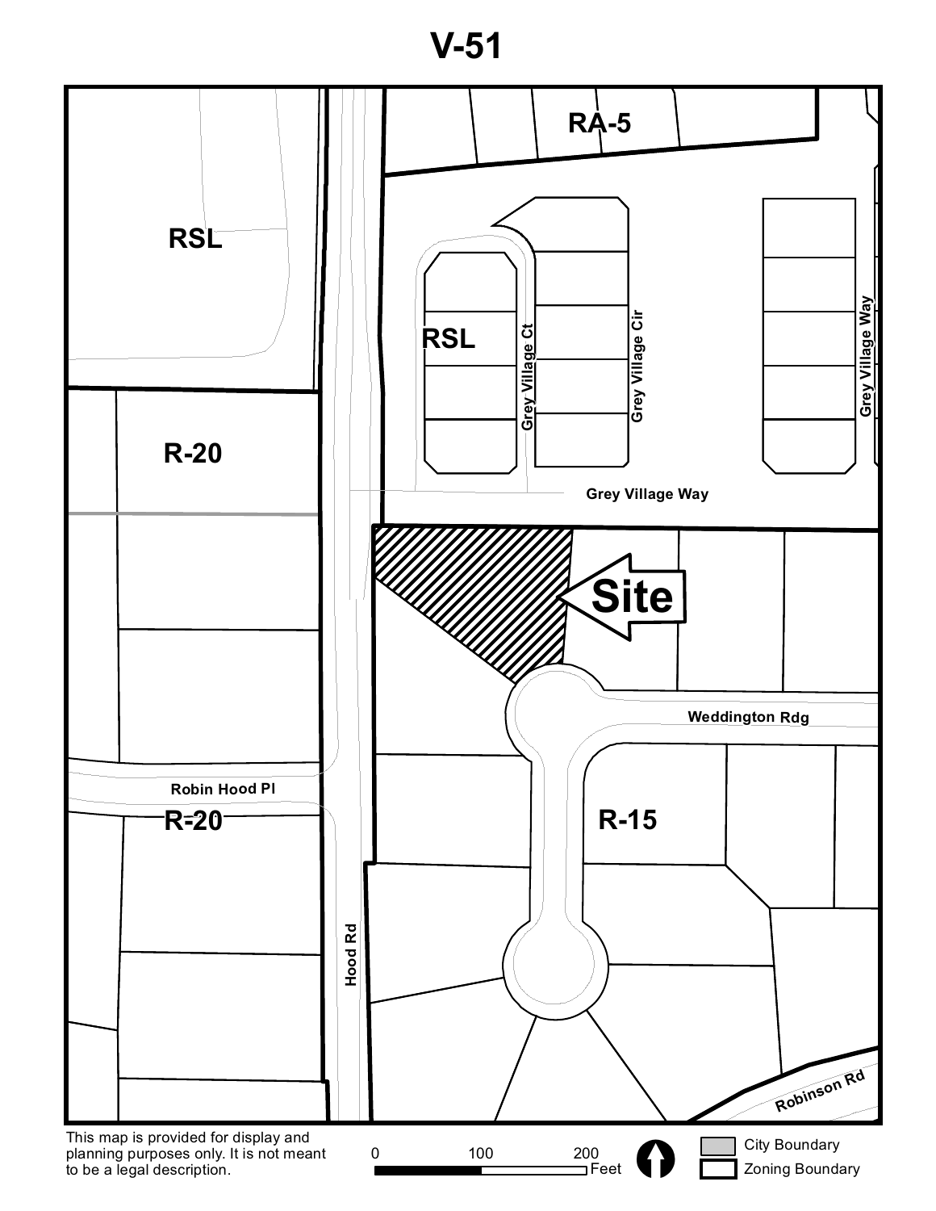# V-51

RA-5

RSL

RSL

Grey Village Ct

Grey Village Cir

Grey Village Way

R-20

Grey Village Way

Site

Weddington Rdg

Robin Hood Pl

R-20

R-15

Hood Rd

Robinson Rd

This map is provided for display and planning purposes only. It is not meant to be a legal description.

0 100 200 Feet

City Boundary

Zoning Boundary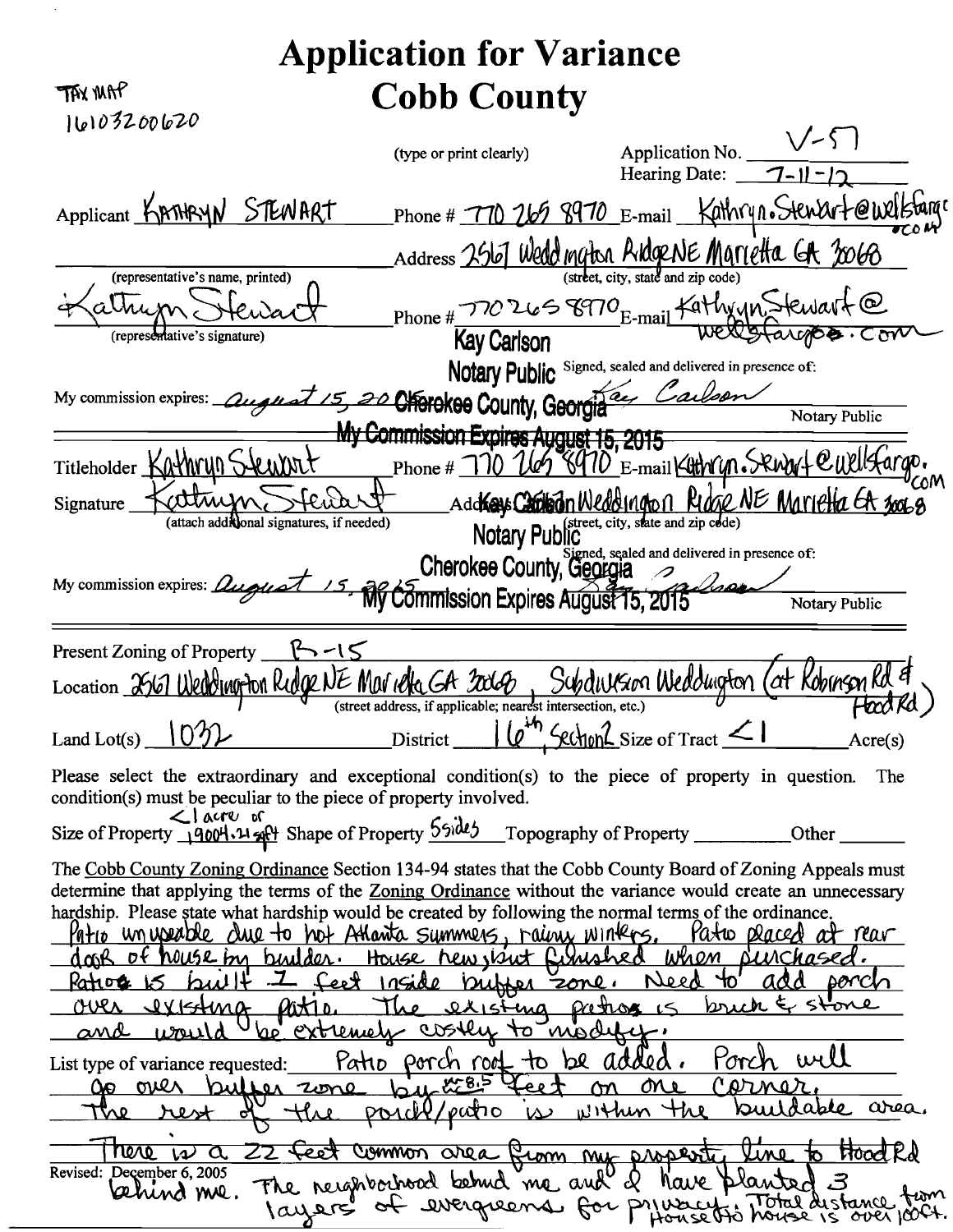# Application for Variance
# Cobb County

TAX MAP 16103200620

(type or print clearly)

Application No. V-57

Hearing Date: 7-11-12

Applicant KATHRYN STEWART Phone # 770 265 8970 E-mail Kathryn.Stewart@wellsfargo.com

Address 2567 Weddington Ridge NE Marietta GA 30068 (street, city, state and zip code)

(representative's name, printed)

Kathryn Stewart Phone # 770 265 8970 E-mail Kathryn.Stewart@wellsfargo.com

(representative's signature)

Kay Carlson
Notary Public
Cherokee County, Georgia
My Commission Expires August 15, 2015

Signed, sealed and delivered in presence of: Kay Carlson Notary Public

My commission expires: August 15, 2015

Titleholder Kathryn Stewart Phone # 770 265 8970 E-mail Kathryn.Stewart@wellsfargo.com

Signature Kathryn Stewart Address 2567 Weddington Ridge NE Marietta GA 30068 (street, city, state and zip code)

(attach additional signatures, if needed)

Kay Carlson
Notary Public
Cherokee County, Georgia
My Commission Expires August 15, 2015

Signed, sealed and delivered in presence of: Kay Carlson Notary Public

My commission expires: August 15, 2015

Present Zoning of Property R-15

Location 2567 Weddington Ridge NE Marietta GA 30068, Subdivision Weddington (at Robinson Rd & Hood Rd)
(street address, if applicable; nearest intersection, etc.)

Land Lot(s) 1032 District 16th Section 2 Size of Tract <1 Acre(s)

Please select the extraordinary and exceptional condition(s) to the piece of property in question. The condition(s) must be peculiar to the piece of property involved.

Size of Property <1 acre or 19004.21 sqft Shape of Property 5 sides Topography of Property ______ Other ______

The Cobb County Zoning Ordinance Section 134-94 states that the Cobb County Board of Zoning Appeals must determine that applying the terms of the Zoning Ordinance without the variance would create an unnecessary hardship. Please state what hardship would be created by following the normal terms of the ordinance.

Patio unuseable due to hot Atlanta summers, rainy winters. Patio placed at rear door of house by builder. House new, but finished when purchased. Patio is built 1 feet inside buffer zone. Need to add porch over existing patio. The existing patios is brick & stone and would be extremely costly to modify.

List type of variance requested: Patio porch roof to be added. Porch will go over buffer zone by ~8.5 feet on one corner. The rest of the porch/patio is within the buildable area.

There is a 22 feet common area from my property line to Hood Rd behind me. The neighborhood behind me and I have planted 3 layers of evergreens for privacy. Total distance from house to house is over 100 ft.

Revised: December 6, 2005